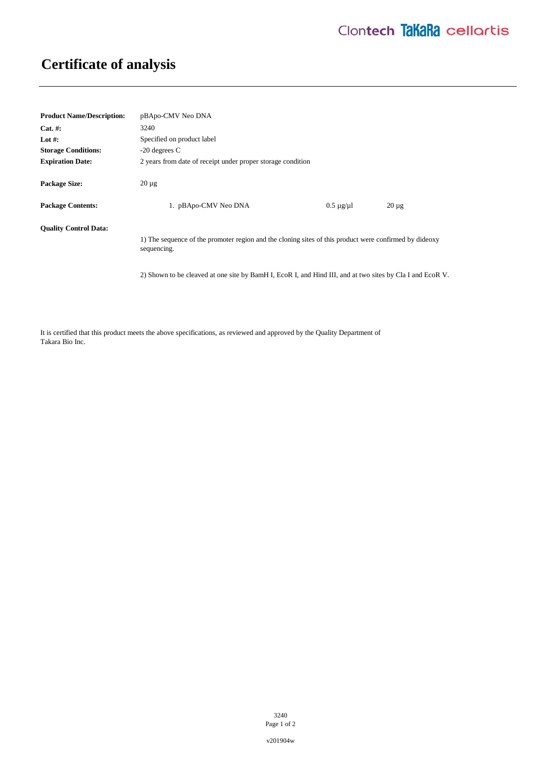Clontech TaKaRa cellartis

# Certificate of analysis

**Product Name/Description:** pBApo-CMV Neo DNA

**Cat. #:** 3240

**Lot #:** Specified on product label

**Storage Conditions:** -20 degrees C

**Expiration Date:** 2 years from date of receipt under proper storage condition

**Package Size:** 20 µg

**Package Contents:**

| | | |
|---|---|---|
| 1. pBApo-CMV Neo DNA | 0.5 µg/µl | 20 µg |

**Quality Control Data:**

1) The sequence of the promoter region and the cloning sites of this product were confirmed by dideoxy sequencing.

2) Shown to be cleaved at one site by BamH I, EcoR I, and Hind III, and at two sites by Cla I and EcoR V.

It is certified that this product meets the above specifications, as reviewed and approved by the Quality Department of Takara Bio Inc.

v201904w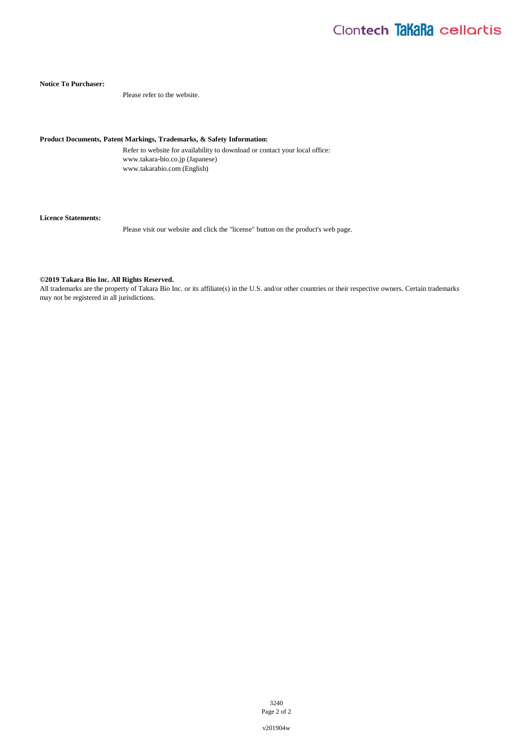**Notice To Purchaser:**

Please refer to the website.

**Product Documents, Patent Markings, Trademarks, & Safety Information:**

Refer to website for availability to download or contact your local office:
www.takara-bio.co.jp (Japanese)
www.takarabio.com (English)

**Licence Statements:**

Please visit our website and click the "license" button on the product's web page.

**©2019 Takara Bio Inc. All Rights Reserved.**
All trademarks are the property of Takara Bio Inc. or its affiliate(s) in the U.S. and/or other countries or their respective owners. Certain trademarks may not be registered in all jurisdictions.

3240

v201904w